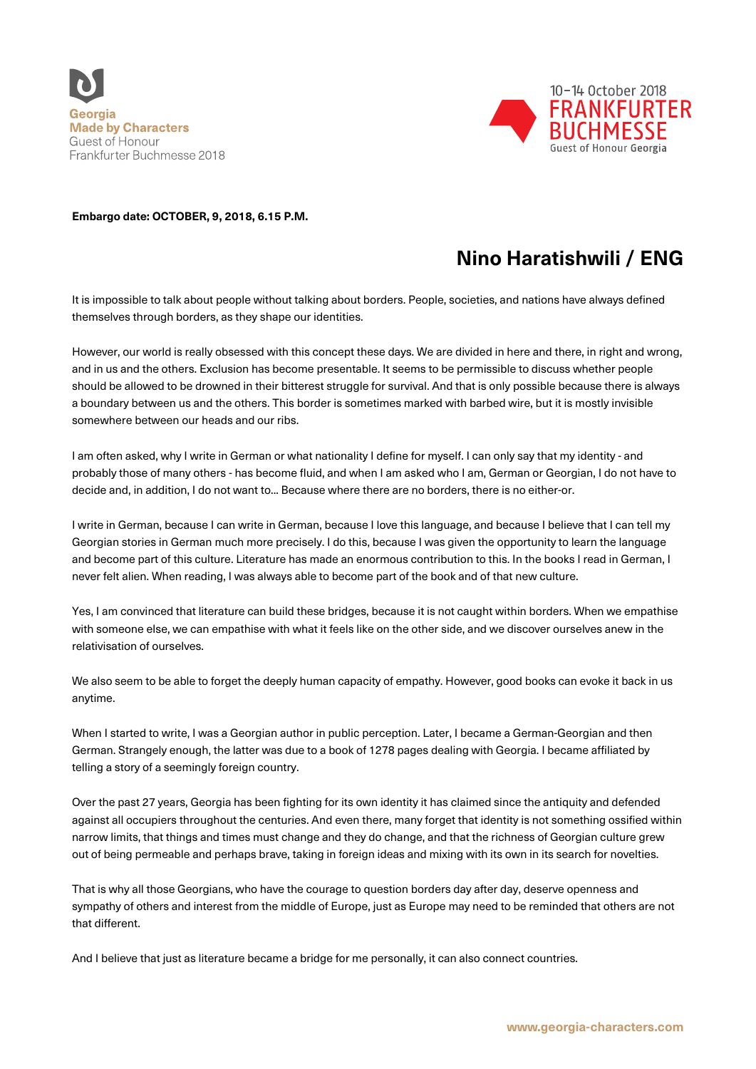Georgia
Made by Characters
Guest of Honour
Frankfurter Buchmesse 2018

10–14 October 2018
FRANKFURTER BUCHMESSE
Guest of Honour Georgia

**Embargo date: OCTOBER, 9, 2018, 6.15 P.M.**

# Nino Haratishwili / ENG

It is impossible to talk about people without talking about borders. People, societies, and nations have always defined themselves through borders, as they shape our identities.

However, our world is really obsessed with this concept these days. We are divided in here and there, in right and wrong, and in us and the others. Exclusion has become presentable. It seems to be permissible to discuss whether people should be allowed to be drowned in their bitterest struggle for survival. And that is only possible because there is always a boundary between us and the others. This border is sometimes marked with barbed wire, but it is mostly invisible somewhere between our heads and our ribs.

I am often asked, why I write in German or what nationality I define for myself. I can only say that my identity - and probably those of many others - has become fluid, and when I am asked who I am, German or Georgian, I do not have to decide and, in addition, I do not want to... Because where there are no borders, there is no either-or.

I write in German, because I can write in German, because I love this language, and because I believe that I can tell my Georgian stories in German much more precisely. I do this, because I was given the opportunity to learn the language and become part of this culture. Literature has made an enormous contribution to this. In the books I read in German, I never felt alien. When reading, I was always able to become part of the book and of that new culture.

Yes, I am convinced that literature can build these bridges, because it is not caught within borders. When we empathise with someone else, we can empathise with what it feels like on the other side, and we discover ourselves anew in the relativisation of ourselves.

We also seem to be able to forget the deeply human capacity of empathy. However, good books can evoke it back in us anytime.

When I started to write, I was a Georgian author in public perception. Later, I became a German-Georgian and then German. Strangely enough, the latter was due to a book of 1278 pages dealing with Georgia. I became affiliated by telling a story of a seemingly foreign country.

Over the past 27 years, Georgia has been fighting for its own identity it has claimed since the antiquity and defended against all occupiers throughout the centuries. And even there, many forget that identity is not something ossified within narrow limits, that things and times must change and they do change, and that the richness of Georgian culture grew out of being permeable and perhaps brave, taking in foreign ideas and mixing with its own in its search for novelties.

That is why all those Georgians, who have the courage to question borders day after day, deserve openness and sympathy of others and interest from the middle of Europe, just as Europe may need to be reminded that others are not that different.

And I believe that just as literature became a bridge for me personally, it can also connect countries.

www.georgia-characters.com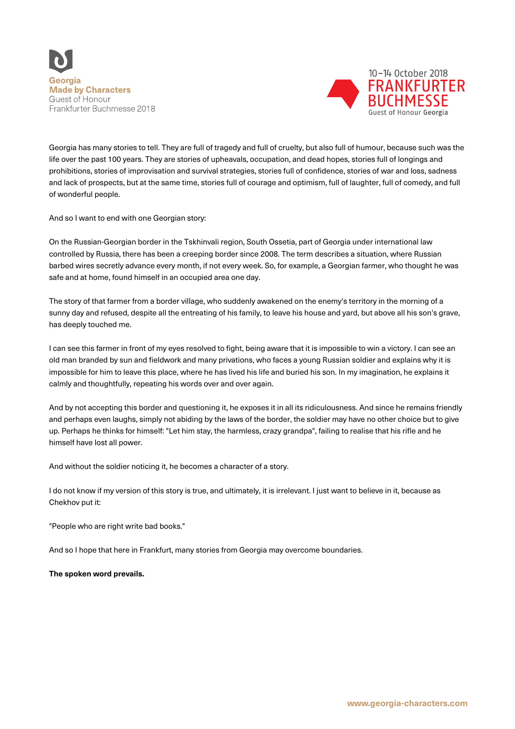Georgia has many stories to tell. They are full of tragedy and full of cruelty, but also full of humour, because such was the life over the past 100 years. They are stories of upheavals, occupation, and dead hopes, stories full of longings and prohibitions, stories of improvisation and survival strategies, stories full of confidence, stories of war and loss, sadness and lack of prospects, but at the same time, stories full of courage and optimism, full of laughter, full of comedy, and full of wonderful people.

And so I want to end with one Georgian story:

On the Russian-Georgian border in the Tskhinvali region, South Ossetia, part of Georgia under international law controlled by Russia, there has been a creeping border since 2008. The term describes a situation, where Russian barbed wires secretly advance every month, if not every week. So, for example, a Georgian farmer, who thought he was safe and at home, found himself in an occupied area one day.

The story of that farmer from a border village, who suddenly awakened on the enemy's territory in the morning of a sunny day and refused, despite all the entreating of his family, to leave his house and yard, but above all his son's grave, has deeply touched me.

I can see this farmer in front of my eyes resolved to fight, being aware that it is impossible to win a victory. I can see an old man branded by sun and fieldwork and many privations, who faces a young Russian soldier and explains why it is impossible for him to leave this place, where he has lived his life and buried his son. In my imagination, he explains it calmly and thoughtfully, repeating his words over and over again.

And by not accepting this border and questioning it, he exposes it in all its ridiculousness. And since he remains friendly and perhaps even laughs, simply not abiding by the laws of the border, the soldier may have no other choice but to give up. Perhaps he thinks for himself: "Let him stay, the harmless, crazy grandpa", failing to realise that his rifle and he himself have lost all power.

And without the soldier noticing it, he becomes a character of a story.

I do not know if my version of this story is true, and ultimately, it is irrelevant. I just want to believe in it, because as Chekhov put it:

"People who are right write bad books."

And so I hope that here in Frankfurt, many stories from Georgia may overcome boundaries.

**The spoken word prevails.**